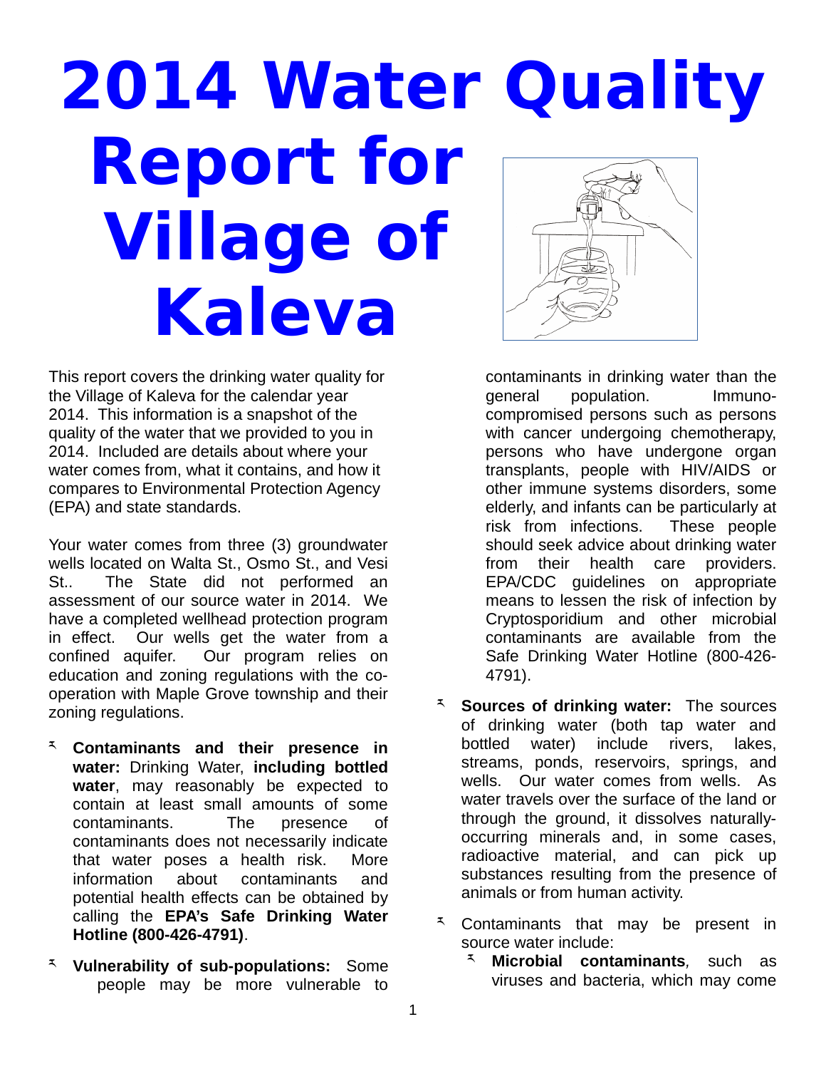# 2014 Water Quality Report for Village of Kaleva

This report covers the drinking water quality for the Village of Kaleva for the calendar year 2014. This information is a snapshot of the quality of the water that we provided to you in 2014. Included are details about where your water comes from, what it contains, and how it compares to Environmental Protection Agency (EPA) and state standards.

Your water comes from three (3) groundwater wells located on Walta St., Osmo St., and Vesi St.. The State did not performed an assessment of our source water in 2014. We have a completed wellhead protection program in effect. Our wells get the water from a confined aquifer. Our program relies on education and zoning regulations with the co-operation with Maple Grove township and their zoning regulations.

- **Contaminants and their presence in water:** Drinking Water, **including bottled water**, may reasonably be expected to contain at least small amounts of some contaminants. The presence of contaminants does not necessarily indicate that water poses a health risk. More information about contaminants and potential health effects can be obtained by calling the **EPA's Safe Drinking Water Hotline (800-426-4791)**.
- **Vulnerability of sub-populations:** Some people may be more vulnerable to contaminants in drinking water than the general population. Immuno-compromised persons such as persons with cancer undergoing chemotherapy, persons who have undergone organ transplants, people with HIV/AIDS or other immune systems disorders, some elderly, and infants can be particularly at risk from infections. These people should seek advice about drinking water from their health care providers. EPA/CDC guidelines on appropriate means to lessen the risk of infection by Cryptosporidium and other microbial contaminants are available from the Safe Drinking Water Hotline (800-426-4791).
- **Sources of drinking water:** The sources of drinking water (both tap water and bottled water) include rivers, lakes, streams, ponds, reservoirs, springs, and wells. Our water comes from wells. As water travels over the surface of the land or through the ground, it dissolves naturally-occurring minerals and, in some cases, radioactive material, and can pick up substances resulting from the presence of animals or from human activity.
- Contaminants that may be present in source water include:
  - **Microbial contaminants**, such as viruses and bacteria, which may come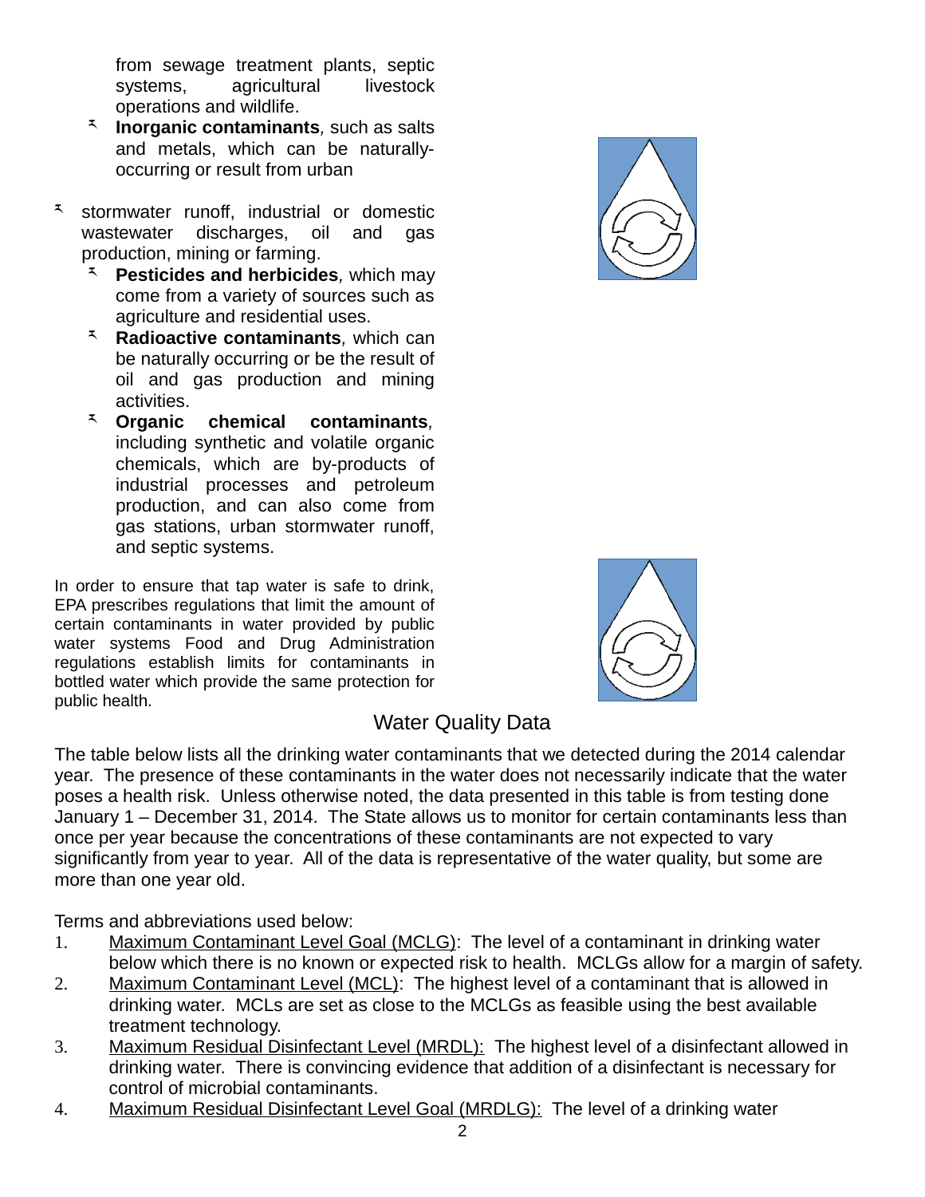from sewage treatment plants, septic systems, agricultural livestock operations and wildlife.

- **Inorganic contaminants**, such as salts and metals, which can be naturally-occurring or result from urban
- stormwater runoff, industrial or domestic wastewater discharges, oil and gas production, mining or farming.
  - **Pesticides and herbicides**, which may come from a variety of sources such as agriculture and residential uses.
  - **Radioactive contaminants**, which can be naturally occurring or be the result of oil and gas production and mining activities.
  - **Organic chemical contaminants**, including synthetic and volatile organic chemicals, which are by-products of industrial processes and petroleum production, and can also come from gas stations, urban stormwater runoff, and septic systems.

In order to ensure that tap water is safe to drink, EPA prescribes regulations that limit the amount of certain contaminants in water provided by public water systems Food and Drug Administration regulations establish limits for contaminants in bottled water which provide the same protection for public health.

## Water Quality Data

The table below lists all the drinking water contaminants that we detected during the 2014 calendar year. The presence of these contaminants in the water does not necessarily indicate that the water poses a health risk. Unless otherwise noted, the data presented in this table is from testing done January 1 – December 31, 2014. The State allows us to monitor for certain contaminants less than once per year because the concentrations of these contaminants are not expected to vary significantly from year to year. All of the data is representative of the water quality, but some are more than one year old.

Terms and abbreviations used below:

1. Maximum Contaminant Level Goal (MCLG): The level of a contaminant in drinking water below which there is no known or expected risk to health. MCLGs allow for a margin of safety.
2. Maximum Contaminant Level (MCL): The highest level of a contaminant that is allowed in drinking water. MCLs are set as close to the MCLGs as feasible using the best available treatment technology.
3. Maximum Residual Disinfectant Level (MRDL): The highest level of a disinfectant allowed in drinking water. There is convincing evidence that addition of a disinfectant is necessary for control of microbial contaminants.
4. Maximum Residual Disinfectant Level Goal (MRDLG): The level of a drinking water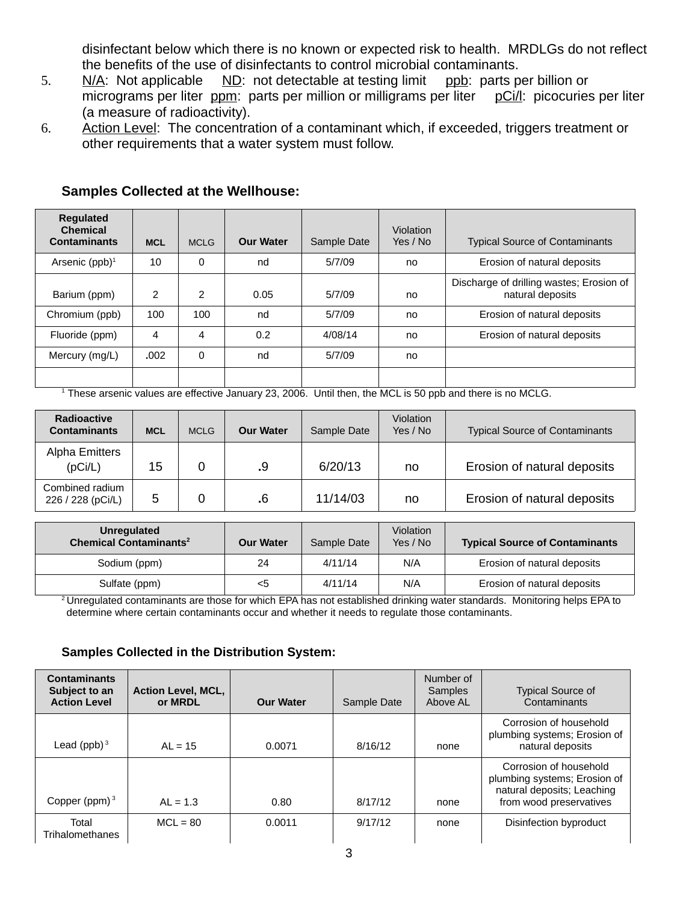disinfectant below which there is no known or expected risk to health. MRDLGs do not reflect the benefits of the use of disinfectants to control microbial contaminants.

5. N/A: Not applicable ND: not detectable at testing limit ppb: parts per billion or micrograms per liter ppm: parts per million or milligrams per liter pCi/l: picocuries per liter (a measure of radioactivity).
6. Action Level: The concentration of a contaminant which, if exceeded, triggers treatment or other requirements that a water system must follow.

**Samples Collected at the Wellhouse:**

| Regulated Chemical Contaminants | MCL | MCLG | Our Water | Sample Date | Violation Yes / No | Typical Source of Contaminants |
|---|---|---|---|---|---|---|
| Arsenic (ppb)[1] | 10 | 0 | nd | 5/7/09 | no | Erosion of natural deposits |
| Barium (ppm) | 2 | 2 | 0.05 | 5/7/09 | no | Discharge of drilling wastes; Erosion of natural deposits |
| Chromium (ppb) | 100 | 100 | nd | 5/7/09 | no | Erosion of natural deposits |
| Fluoride (ppm) | 4 | 4 | 0.2 | 4/08/14 | no | Erosion of natural deposits |
| Mercury (mg/L) | .002 | 0 | nd | 5/7/09 | no | |
| | | | | | | |

[1] These arsenic values are effective January 23, 2006. Until then, the MCL is 50 ppb and there is no MCLG.

| Radioactive Contaminants | MCL | MCLG | Our Water | Sample Date | Violation Yes / No | Typical Source of Contaminants |
|---|---|---|---|---|---|---|
| Alpha Emitters (pCi/L) | 15 | 0 | .9 | 6/20/13 | no | Erosion of natural deposits |
| Combined radium 226 / 228 (pCi/L) | 5 | 0 | .6 | 11/14/03 | no | Erosion of natural deposits |

| Unregulated Chemical Contaminants[2] | Our Water | Sample Date | Violation Yes / No | Typical Source of Contaminants |
|---|---|---|---|---|
| Sodium (ppm) | 24 | 4/11/14 | N/A | Erosion of natural deposits |
| Sulfate (ppm) | <5 | 4/11/14 | N/A | Erosion of natural deposits |

[2] Unregulated contaminants are those for which EPA has not established drinking water standards. Monitoring helps EPA to determine where certain contaminants occur and whether it needs to regulate those contaminants.

**Samples Collected in the Distribution System:**

| Contaminants Subject to an Action Level | Action Level, MCL, or MRDL | Our Water | Sample Date | Number of Samples Above AL | Typical Source of Contaminants |
|---|---|---|---|---|---|
| Lead (ppb)[3] | AL = 15 | 0.0071 | 8/16/12 | none | Corrosion of household plumbing systems; Erosion of natural deposits |
| Copper (ppm)[3] | AL = 1.3 | 0.80 | 8/17/12 | none | Corrosion of household plumbing systems; Erosion of natural deposits; Leaching from wood preservatives |
| Total Trihalomethanes | MCL = 80 | 0.0011 | 9/17/12 | none | Disinfection byproduct |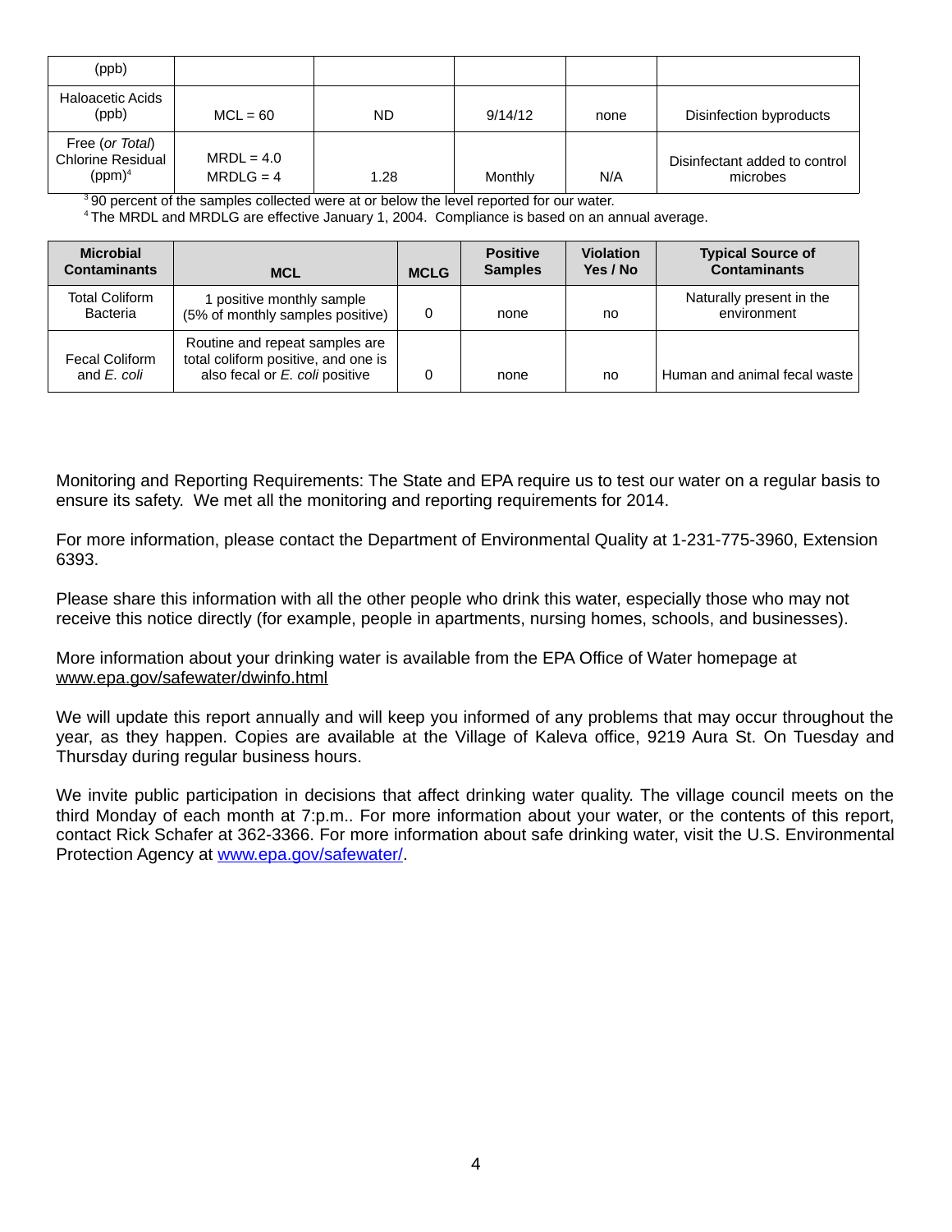| | | | | | |
|---|---|---|---|---|---|
| (ppb) | | | | | |
| Haloacetic Acids (ppb) | MCL = 60 | ND | 9/14/12 | none | Disinfection byproducts |
| Free (*or Total*) Chlorine Residual (ppm)[4] | MRDL = 4.0<br>MRDLG = 4 | 1.28 | Monthly | N/A | Disinfectant added to control microbes |

[3] 90 percent of the samples collected were at or below the level reported for our water.
[4] The MRDL and MRDLG are effective January 1, 2004. Compliance is based on an annual average.

| Microbial Contaminants | MCL | MCLG | Positive Samples | Violation Yes / No | Typical Source of Contaminants |
|---|---|---|---|---|---|
| Total Coliform Bacteria | 1 positive monthly sample (5% of monthly samples positive) | 0 | none | no | Naturally present in the environment |
| Fecal Coliform and *E. coli* | Routine and repeat samples are total coliform positive, and one is also fecal or *E. coli* positive | 0 | none | no | Human and animal fecal waste |

Monitoring and Reporting Requirements: The State and EPA require us to test our water on a regular basis to ensure its safety. We met all the monitoring and reporting requirements for 2014.

For more information, please contact the Department of Environmental Quality at 1-231-775-3960, Extension 6393.

Please share this information with all the other people who drink this water, especially those who may not receive this notice directly (for example, people in apartments, nursing homes, schools, and businesses).

More information about your drinking water is available from the EPA Office of Water homepage at www.epa.gov/safewater/dwinfo.html

We will update this report annually and will keep you informed of any problems that may occur throughout the year, as they happen. Copies are available at the Village of Kaleva office, 9219 Aura St. On Tuesday and Thursday during regular business hours.

We invite public participation in decisions that affect drinking water quality. The village council meets on the third Monday of each month at 7:p.m.. For more information about your water, or the contents of this report, contact Rick Schafer at 362-3366. For more information about safe drinking water, visit the U.S. Environmental Protection Agency at www.epa.gov/safewater/.